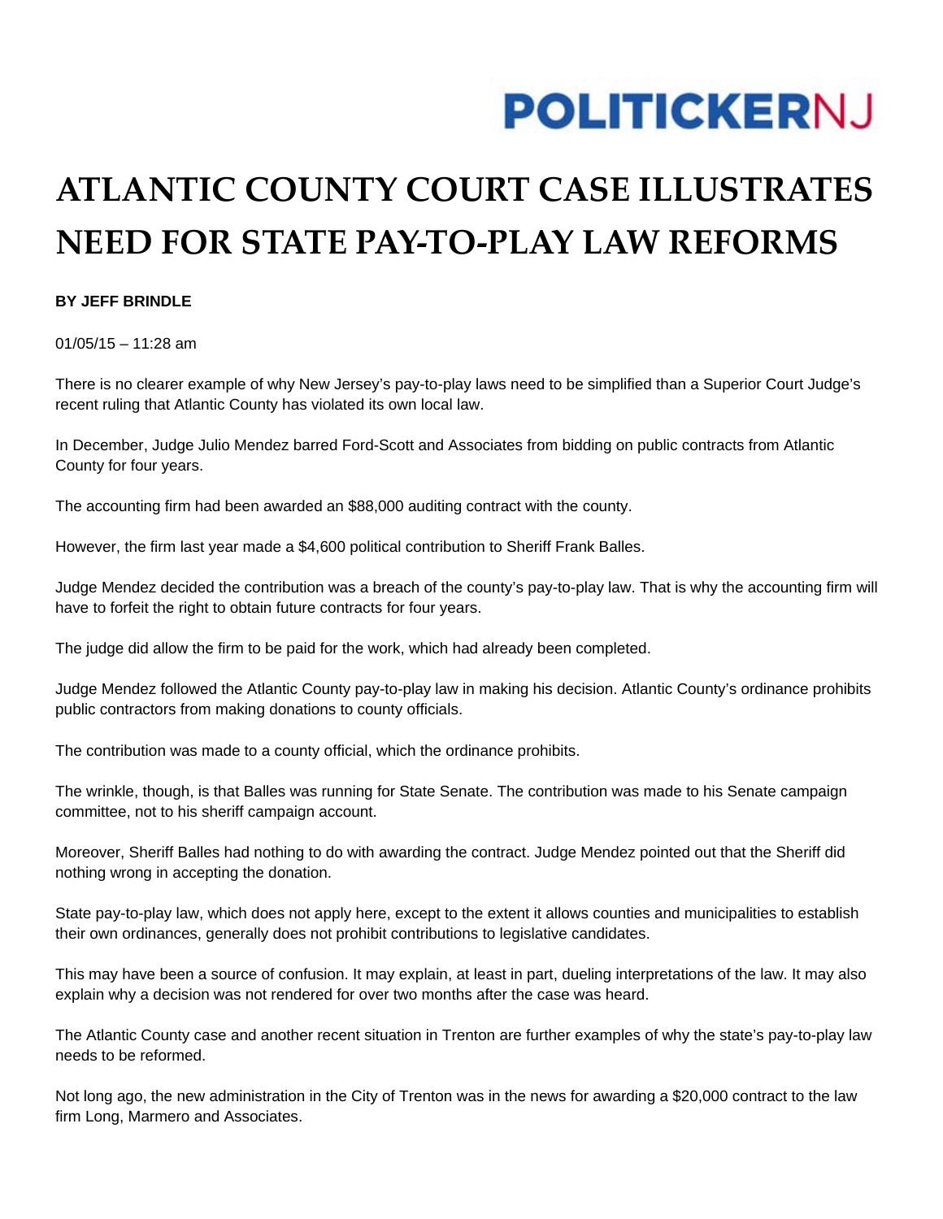**POLITICKERNJ**

# ATLANTIC COUNTY COURT CASE ILLUSTRATES NEED FOR STATE PAY-TO-PLAY LAW REFORMS

**BY JEFF BRINDLE**

01/05/15 – 11:28 am

There is no clearer example of why New Jersey's pay-to-play laws need to be simplified than a Superior Court Judge's recent ruling that Atlantic County has violated its own local law.

In December, Judge Julio Mendez barred Ford-Scott and Associates from bidding on public contracts from Atlantic County for four years.

The accounting firm had been awarded an $88,000 auditing contract with the county.

However, the firm last year made a $4,600 political contribution to Sheriff Frank Balles.

Judge Mendez decided the contribution was a breach of the county's pay-to-play law. That is why the accounting firm will have to forfeit the right to obtain future contracts for four years.

The judge did allow the firm to be paid for the work, which had already been completed.

Judge Mendez followed the Atlantic County pay-to-play law in making his decision. Atlantic County's ordinance prohibits public contractors from making donations to county officials.

The contribution was made to a county official, which the ordinance prohibits.

The wrinkle, though, is that Balles was running for State Senate. The contribution was made to his Senate campaign committee, not to his sheriff campaign account.

Moreover, Sheriff Balles had nothing to do with awarding the contract. Judge Mendez pointed out that the Sheriff did nothing wrong in accepting the donation.

State pay-to-play law, which does not apply here, except to the extent it allows counties and municipalities to establish their own ordinances, generally does not prohibit contributions to legislative candidates.

This may have been a source of confusion. It may explain, at least in part, dueling interpretations of the law. It may also explain why a decision was not rendered for over two months after the case was heard.

The Atlantic County case and another recent situation in Trenton are further examples of why the state's pay-to-play law needs to be reformed.

Not long ago, the new administration in the City of Trenton was in the news for awarding a $20,000 contract to the law firm Long, Marmero and Associates.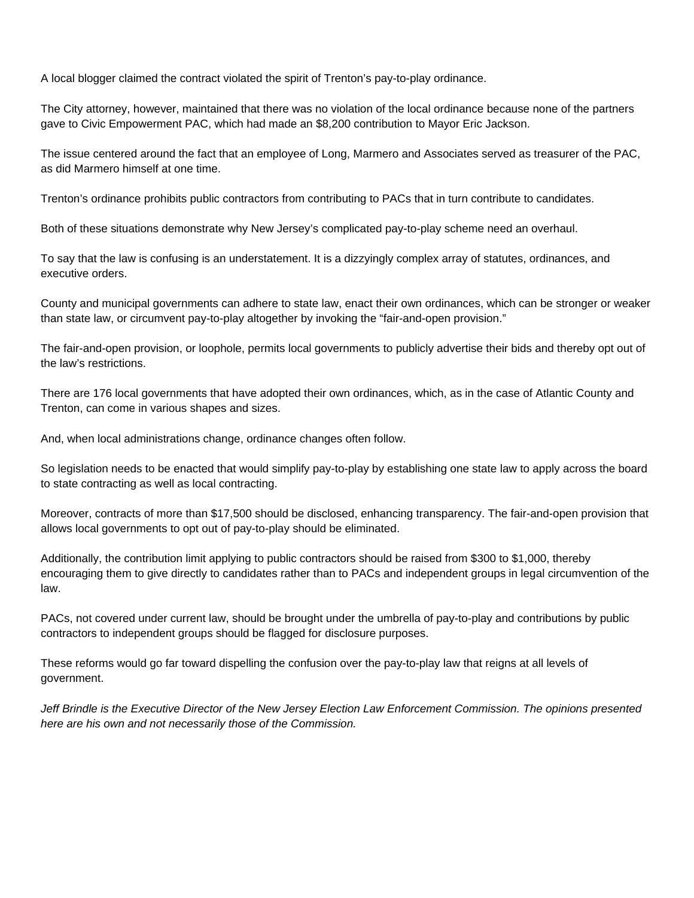A local blogger claimed the contract violated the spirit of Trenton's pay-to-play ordinance.

The City attorney, however, maintained that there was no violation of the local ordinance because none of the partners gave to Civic Empowerment PAC, which had made an $8,200 contribution to Mayor Eric Jackson.

The issue centered around the fact that an employee of Long, Marmero and Associates served as treasurer of the PAC, as did Marmero himself at one time.

Trenton's ordinance prohibits public contractors from contributing to PACs that in turn contribute to candidates.

Both of these situations demonstrate why New Jersey's complicated pay-to-play scheme need an overhaul.

To say that the law is confusing is an understatement. It is a dizzyingly complex array of statutes, ordinances, and executive orders.

County and municipal governments can adhere to state law, enact their own ordinances, which can be stronger or weaker than state law, or circumvent pay-to-play altogether by invoking the "fair-and-open provision."

The fair-and-open provision, or loophole, permits local governments to publicly advertise their bids and thereby opt out of the law's restrictions.

There are 176 local governments that have adopted their own ordinances, which, as in the case of Atlantic County and Trenton, can come in various shapes and sizes.

And, when local administrations change, ordinance changes often follow.

So legislation needs to be enacted that would simplify pay-to-play by establishing one state law to apply across the board to state contracting as well as local contracting.

Moreover, contracts of more than $17,500 should be disclosed, enhancing transparency. The fair-and-open provision that allows local governments to opt out of pay-to-play should be eliminated.

Additionally, the contribution limit applying to public contractors should be raised from $300 to $1,000, thereby encouraging them to give directly to candidates rather than to PACs and independent groups in legal circumvention of the law.

PACs, not covered under current law, should be brought under the umbrella of pay-to-play and contributions by public contractors to independent groups should be flagged for disclosure purposes.

These reforms would go far toward dispelling the confusion over the pay-to-play law that reigns at all levels of government.

*Jeff Brindle is the Executive Director of the New Jersey Election Law Enforcement Commission. The opinions presented here are his own and not necessarily those of the Commission.*